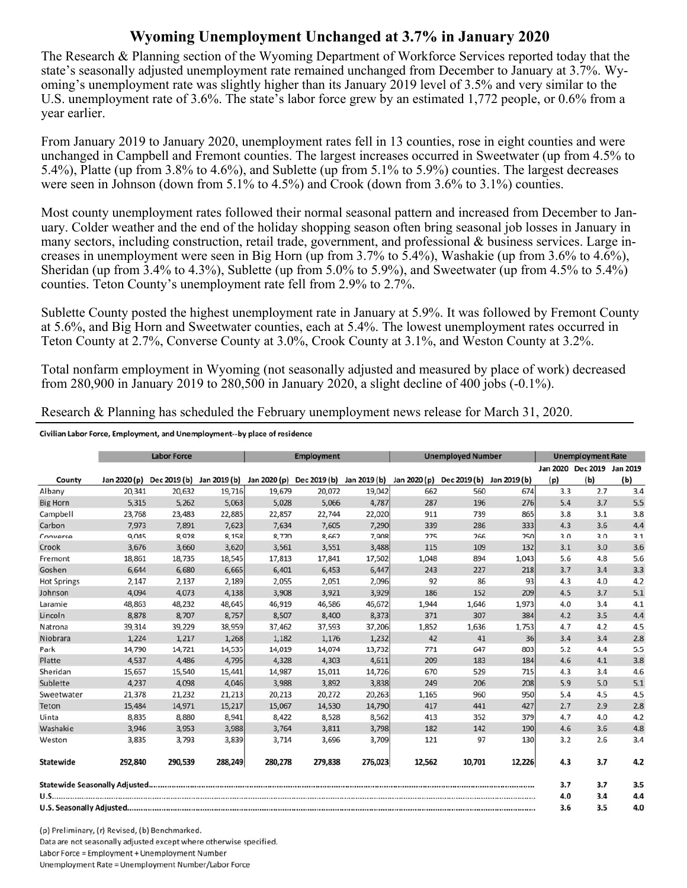# Wyoming Unemployment Unchanged at 3.7% in January 2020

The Research & Planning section of the Wyoming Department of Workforce Services reported today that the state's seasonally adjusted unemployment rate remained unchanged from December to January at 3.7%. Wyoming's unemployment rate was slightly higher than its January 2019 level of 3.5% and very similar to the U.S. unemployment rate of 3.6%. The state's labor force grew by an estimated 1,772 people, or 0.6% from a year earlier.

From January 2019 to January 2020, unemployment rates fell in 13 counties, rose in eight counties and were unchanged in Campbell and Fremont counties. The largest increases occurred in Sweetwater (up from 4.5% to 5.4%), Platte (up from 3.8% to 4.6%), and Sublette (up from 5.1% to 5.9%) counties. The largest decreases were seen in Johnson (down from 5.1% to 4.5%) and Crook (down from 3.6% to 3.1%) counties.

Most county unemployment rates followed their normal seasonal pattern and increased from December to January. Colder weather and the end of the holiday shopping season often bring seasonal job losses in January in many sectors, including construction, retail trade, government, and professional & business services. Large increases in unemployment were seen in Big Horn (up from 3.7% to 5.4%), Washakie (up from 3.6% to 4.6%), Sheridan (up from 3.4% to 4.3%), Sublette (up from 5.0% to 5.9%), and Sweetwater (up from 4.5% to 5.4%) counties. Teton County's unemployment rate fell from 2.9% to 2.7%.

Sublette County posted the highest unemployment rate in January at 5.9%. It was followed by Fremont County at 5.6%, and Big Horn and Sweetwater counties, each at 5.4%. The lowest unemployment rates occurred in Teton County at 2.7%, Converse County at 3.0%, Crook County at 3.1%, and Weston County at 3.2%.

Total nonfarm employment in Wyoming (not seasonally adjusted and measured by place of work) decreased from 280,900 in January 2019 to 280,500 in January 2020, a slight decline of 400 jobs (-0.1%).

Research & Planning has scheduled the February unemployment news release for March 31, 2020.

**Civilian Labor Force, Employment, and Unemployment--by place of residence**

| | Labor Force | | | Employment | | | Unemployed Number | | | Unemployment Rate | | |
|---|---|---|---|---|---|---|---|---|---|---|---|---|
| County | Jan 2020 (p) | Dec 2019 (b) | Jan 2019 (b) | Jan 2020 (p) | Dec 2019 (b) | Jan 2019 (b) | Jan 2020 (p) | Dec 2019 (b) | Jan 2019 (b) | Jan 2020 (p) | Dec 2019 (b) | Jan 2019 (b) |
| Albany | 20,341 | 20,632 | 19,716 | 19,679 | 20,072 | 19,042 | 662 | 560 | 674 | 3.3 | 2.7 | 3.4 |
| Big Horn | 5,315 | 5,262 | 5,063 | 5,028 | 5,066 | 4,787 | 287 | 196 | 276 | 5.4 | 3.7 | 5.5 |
| Campbell | 23,768 | 23,483 | 22,885 | 22,857 | 22,744 | 22,020 | 911 | 739 | 865 | 3.8 | 3.1 | 3.8 |
| Carbon | 7,973 | 7,891 | 7,623 | 7,634 | 7,605 | 7,290 | 339 | 286 | 333 | 4.3 | 3.6 | 4.4 |
| Converse | 9,045 | 8,928 | 8,158 | 8,770 | 8,662 | 7,908 | 275 | 266 | 250 | 3.0 | 3.0 | 3.1 |
| Crook | 3,676 | 3,660 | 3,620 | 3,561 | 3,551 | 3,488 | 115 | 109 | 132 | 3.1 | 3.0 | 3.6 |
| Fremont | 18,861 | 18,735 | 18,545 | 17,813 | 17,841 | 17,502 | 1,048 | 894 | 1,043 | 5.6 | 4.8 | 5.6 |
| Goshen | 6,644 | 6,680 | 6,665 | 6,401 | 6,453 | 6,447 | 243 | 227 | 218 | 3.7 | 3.4 | 3.3 |
| Hot Springs | 2,147 | 2,137 | 2,189 | 2,055 | 2,051 | 2,096 | 92 | 86 | 93 | 4.3 | 4.0 | 4.2 |
| Johnson | 4,094 | 4,073 | 4,138 | 3,908 | 3,921 | 3,929 | 186 | 152 | 209 | 4.5 | 3.7 | 5.1 |
| Laramie | 48,863 | 48,232 | 48,645 | 46,919 | 46,586 | 46,672 | 1,944 | 1,646 | 1,973 | 4.0 | 3.4 | 4.1 |
| Lincoln | 8,878 | 8,707 | 8,757 | 8,507 | 8,400 | 8,373 | 371 | 307 | 384 | 4.2 | 3.5 | 4.4 |
| Natrona | 39,314 | 39,229 | 38,959 | 37,462 | 37,593 | 37,206 | 1,852 | 1,636 | 1,753 | 4.7 | 4.2 | 4.5 |
| Niobrara | 1,224 | 1,217 | 1,268 | 1,182 | 1,176 | 1,232 | 42 | 41 | 36 | 3.4 | 3.4 | 2.8 |
| Park | 14,790 | 14,721 | 14,535 | 14,019 | 14,074 | 13,732 | 771 | 647 | 803 | 5.2 | 4.4 | 5.5 |
| Platte | 4,537 | 4,486 | 4,795 | 4,328 | 4,303 | 4,611 | 209 | 183 | 184 | 4.6 | 4.1 | 3.8 |
| Sheridan | 15,657 | 15,540 | 15,441 | 14,987 | 15,011 | 14,726 | 670 | 529 | 715 | 4.3 | 3.4 | 4.6 |
| Sublette | 4,237 | 4,098 | 4,046 | 3,988 | 3,892 | 3,838 | 249 | 206 | 208 | 5.9 | 5.0 | 5.1 |
| Sweetwater | 21,378 | 21,232 | 21,213 | 20,213 | 20,272 | 20,263 | 1,165 | 960 | 950 | 5.4 | 4.5 | 4.5 |
| Teton | 15,484 | 14,971 | 15,217 | 15,067 | 14,530 | 14,790 | 417 | 441 | 427 | 2.7 | 2.9 | 2.8 |
| Uinta | 8,835 | 8,880 | 8,941 | 8,422 | 8,528 | 8,562 | 413 | 352 | 379 | 4.7 | 4.0 | 4.2 |
| Washakie | 3,946 | 3,953 | 3,988 | 3,764 | 3,811 | 3,798 | 182 | 142 | 190 | 4.6 | 3.6 | 4.8 |
| Weston | 3,835 | 3,793 | 3,839 | 3,714 | 3,696 | 3,709 | 121 | 97 | 130 | 3.2 | 2.6 | 3.4 |
| **Statewide** | **292,840** | **290,539** | **288,249** | **280,278** | **279,838** | **276,023** | **12,562** | **10,701** | **12,226** | **4.3** | **3.7** | **4.2** |
| **Statewide Seasonally Adjusted** | | | | | | | | | | **3.7** | **3.7** | **3.5** |
| **U.S.** | | | | | | | | | | **4.0** | **3.4** | **4.4** |
| **U.S. Seasonally Adjusted** | | | | | | | | | | **3.6** | **3.5** | **4.0** |

(p) Preliminary, (r) Revised, (b) Benchmarked.
Data are not seasonally adjusted except where otherwise specified.
Labor Force = Employment + Unemployment Number
Unemployment Rate = Unemployment Number/Labor Force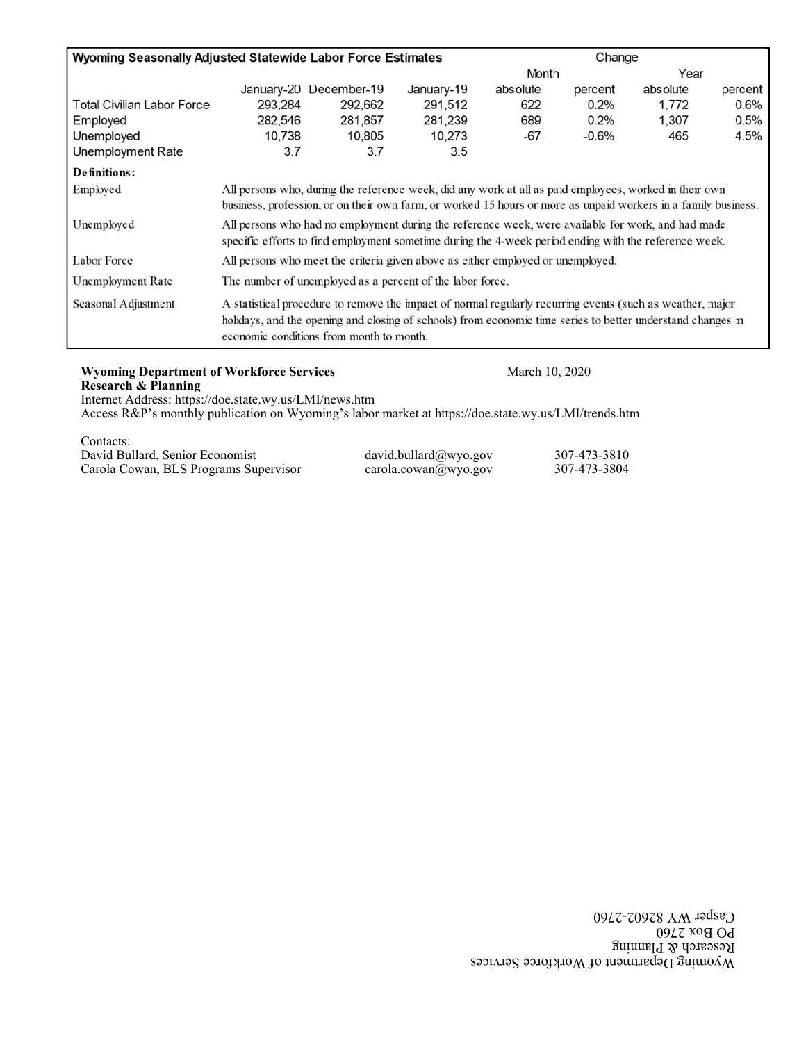| Wyoming Seasonally Adjusted Statewide Labor Force Estimates | | | | Change | | | |
|---|---|---|---|---|---|---|---|
| | | | | Month | | Year | |
| | January-20 | December-19 | January-19 | absolute | percent | absolute | percent |
| Total Civilian Labor Force | 293,284 | 292,662 | 291,512 | 622 | 0.2% | 1,772 | 0.6% |
| Employed | 282,546 | 281,857 | 281,239 | 689 | 0.2% | 1,307 | 0.5% |
| Unemployed | 10,738 | 10,805 | 10,273 | -67 | -0.6% | 465 | 4.5% |
| Unemployment Rate | 3.7 | 3.7 | 3.5 | | | | |

**Definitions:**

| | |
|---|---|
| Employed | All persons who, during the reference week, did any work at all as paid employees, worked in their own business, profession, or on their own farm, or worked 15 hours or more as unpaid workers in a family business. |
| Unemployed | All persons who had no employment during the reference week, were available for work, and had made specific efforts to find employment sometime during the 4-week period ending with the reference week. |
| Labor Force | All persons who meet the criteria given above as either employed or unemployed. |
| Unemployment Rate | The number of unemployed as a percent of the labor force. |
| Seasonal Adjustment | A statistical procedure to remove the impact of normal regularly recurring events (such as weather, major holidays, and the opening and closing of schools) from economic time series to better understand changes in economic conditions from month to month. |

**Wyoming Department of Workforce Services**
**Research & Planning**

March 10, 2020

Internet Address: https://doe.state.wy.us/LMI/news.htm
Access R&P's monthly publication on Wyoming's labor market at https://doe.state.wy.us/LMI/trends.htm

Contacts:

| | | |
|---|---|---|
| David Bullard, Senior Economist | david.bullard@wyo.gov | 307-473-3810 |
| Carola Cowan, BLS Programs Supervisor | carola.cowan@wyo.gov | 307-473-3804 |

Wyoming Department of Workforce Services
Research & Planning
PO Box 2760
Casper WY 82602-2760